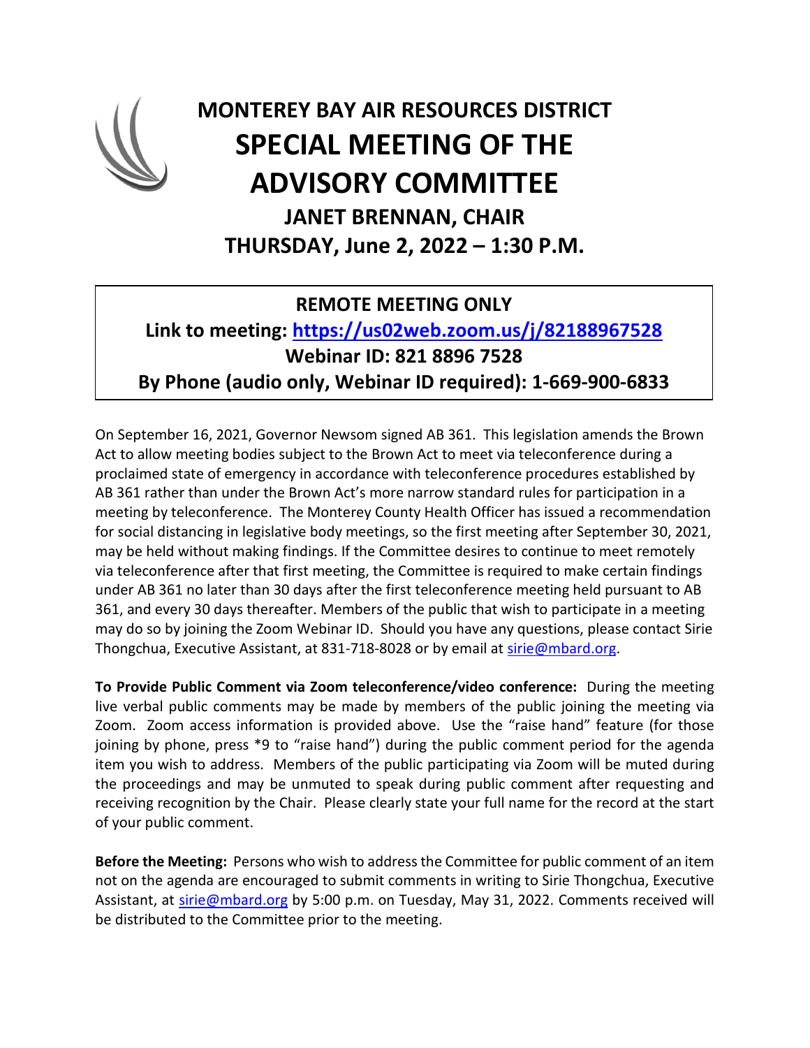# MONTEREY BAY AIR RESOURCES DISTRICT

# SPECIAL MEETING OF THE ADVISORY COMMITTEE

## JANET BRENNAN, CHAIR

## THURSDAY, June 2, 2022 – 1:30 P.M.

**REMOTE MEETING ONLY**

**Link to meeting: [https://us02web.zoom.us/j/82188967528](https://us02web.zoom.us/j/82188967528)**

**Webinar ID: 821 8896 7528**

**By Phone (audio only, Webinar ID required): 1-669-900-6833**

On September 16, 2021, Governor Newsom signed AB 361. This legislation amends the Brown Act to allow meeting bodies subject to the Brown Act to meet via teleconference during a proclaimed state of emergency in accordance with teleconference procedures established by AB 361 rather than under the Brown Act's more narrow standard rules for participation in a meeting by teleconference. The Monterey County Health Officer has issued a recommendation for social distancing in legislative body meetings, so the first meeting after September 30, 2021, may be held without making findings. If the Committee desires to continue to meet remotely via teleconference after that first meeting, the Committee is required to make certain findings under AB 361 no later than 30 days after the first teleconference meeting held pursuant to AB 361, and every 30 days thereafter. Members of the public that wish to participate in a meeting may do so by joining the Zoom Webinar ID. Should you have any questions, please contact Sirie Thongchua, Executive Assistant, at 831-718-8028 or by email at [sirie@mbard.org](mailto:sirie@mbard.org).

**To Provide Public Comment via Zoom teleconference/video conference:** During the meeting live verbal public comments may be made by members of the public joining the meeting via Zoom. Zoom access information is provided above. Use the "raise hand" feature (for those joining by phone, press *9 to "raise hand") during the public comment period for the agenda item you wish to address. Members of the public participating via Zoom will be muted during the proceedings and may be unmuted to speak during public comment after requesting and receiving recognition by the Chair. Please clearly state your full name for the record at the start of your public comment.

**Before the Meeting:** Persons who wish to address the Committee for public comment of an item not on the agenda are encouraged to submit comments in writing to Sirie Thongchua, Executive Assistant, at [sirie@mbard.org](mailto:sirie@mbard.org) by 5:00 p.m. on Tuesday, May 31, 2022. Comments received will be distributed to the Committee prior to the meeting.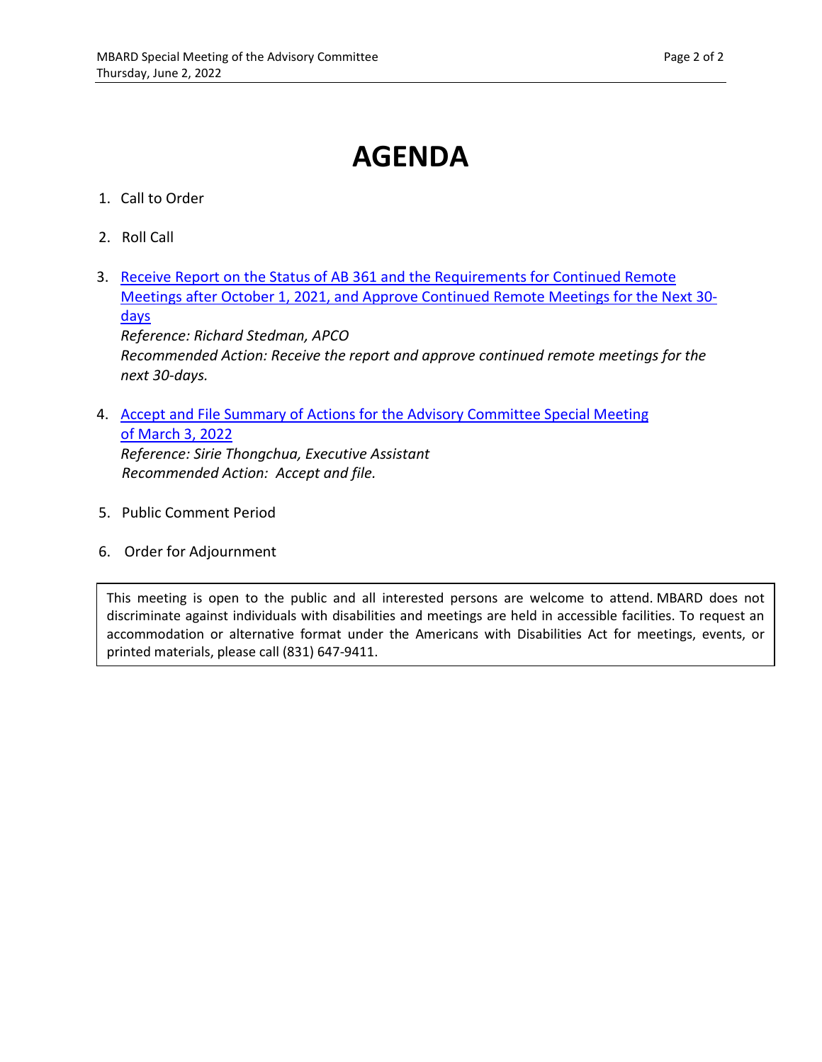# AGENDA

1. Call to Order

2. Roll Call

3. Receive Report on the Status of AB 361 and the Requirements for Continued Remote Meetings after October 1, 2021, and Approve Continued Remote Meetings for the Next 30-days
   *Reference: Richard Stedman, APCO*
   *Recommended Action: Receive the report and approve continued remote meetings for the next 30-days.*

4. Accept and File Summary of Actions for the Advisory Committee Special Meeting of March 3, 2022
   *Reference: Sirie Thongchua, Executive Assistant*
   *Recommended Action: Accept and file.*

5. Public Comment Period

6. Order for Adjournment

This meeting is open to the public and all interested persons are welcome to attend. MBARD does not discriminate against individuals with disabilities and meetings are held in accessible facilities. To request an accommodation or alternative format under the Americans with Disabilities Act for meetings, events, or printed materials, please call (831) 647-9411.